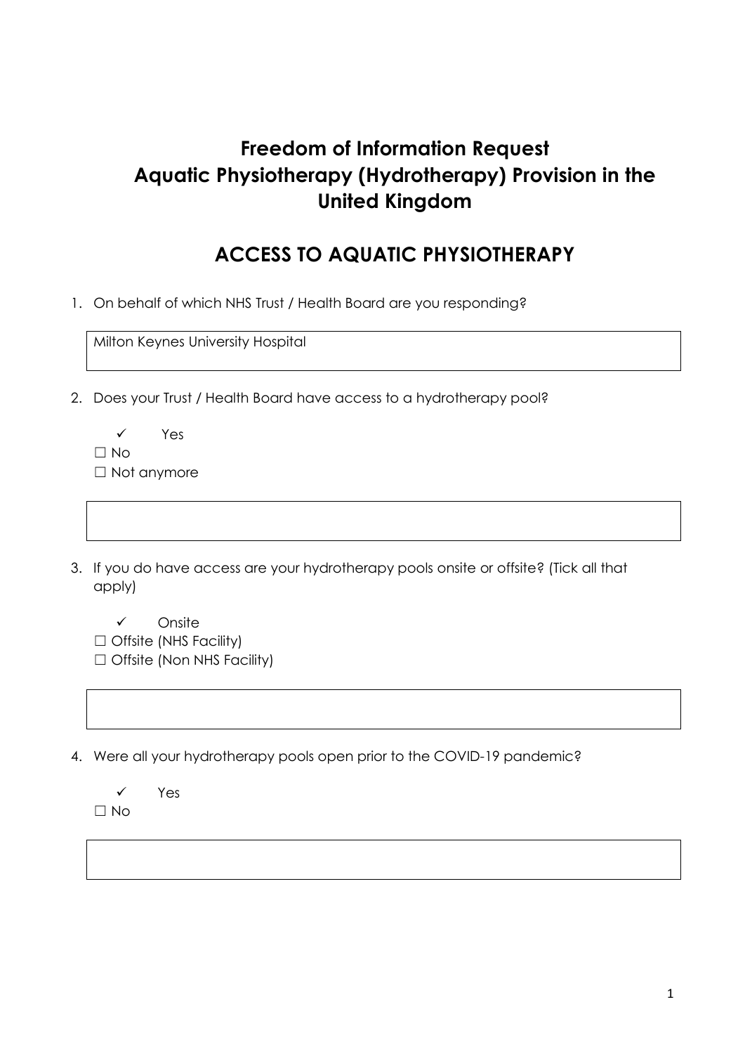# Freedom of Information Request
# Aquatic Physiotherapy (Hydrotherapy) Provision in the United Kingdom

## ACCESS TO AQUATIC PHYSIOTHERAPY

1. On behalf of which NHS Trust / Health Board are you responding?

   Milton Keynes University Hospital

2. Does your Trust / Health Board have access to a hydrotherapy pool?

   ✓ Yes
   ☐ No
   ☐ Not anymore

3. If you do have access are your hydrotherapy pools onsite or offsite? (Tick all that apply)

   ✓ Onsite
   ☐ Offsite (NHS Facility)
   ☐ Offsite (Non NHS Facility)

4. Were all your hydrotherapy pools open prior to the COVID-19 pandemic?

   ✓ Yes
   ☐ No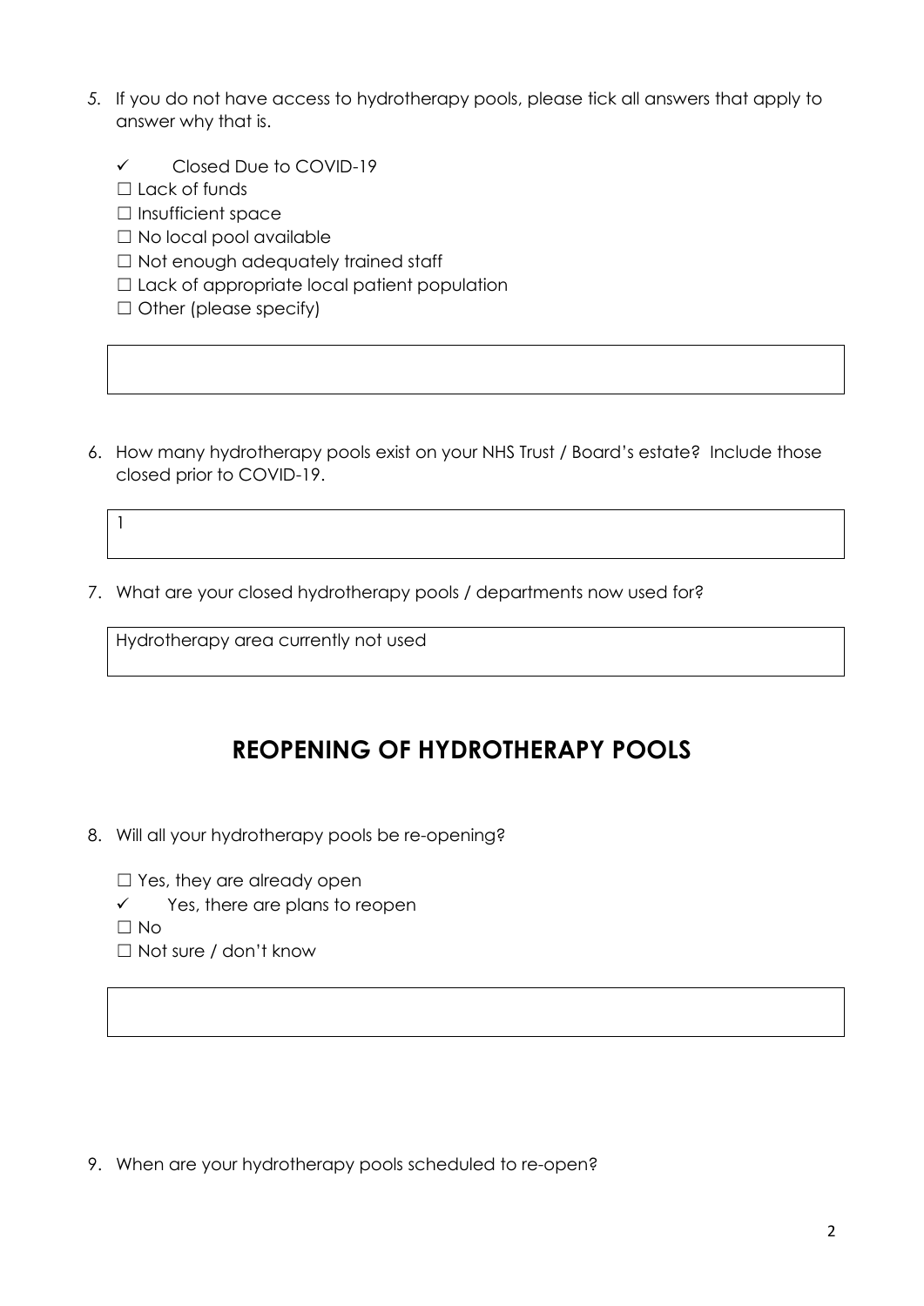5. If you do not have access to hydrotherapy pools, please tick all answers that apply to answer why that is.

   ✓ Closed Due to COVID-19
   ☐ Lack of funds
   ☐ Insufficient space
   ☐ No local pool available
   ☐ Not enough adequately trained staff
   ☐ Lack of appropriate local patient population
   ☐ Other (please specify)

6. How many hydrotherapy pools exist on your NHS Trust / Board's estate? Include those closed prior to COVID-19.

   1

7. What are your closed hydrotherapy pools / departments now used for?

   Hydrotherapy area currently not used

## REOPENING OF HYDROTHERAPY POOLS

8. Will all your hydrotherapy pools be re-opening?

   ☐ Yes, they are already open
   ✓ Yes, there are plans to reopen
   ☐ No
   ☐ Not sure / don't know

9. When are your hydrotherapy pools scheduled to re-open?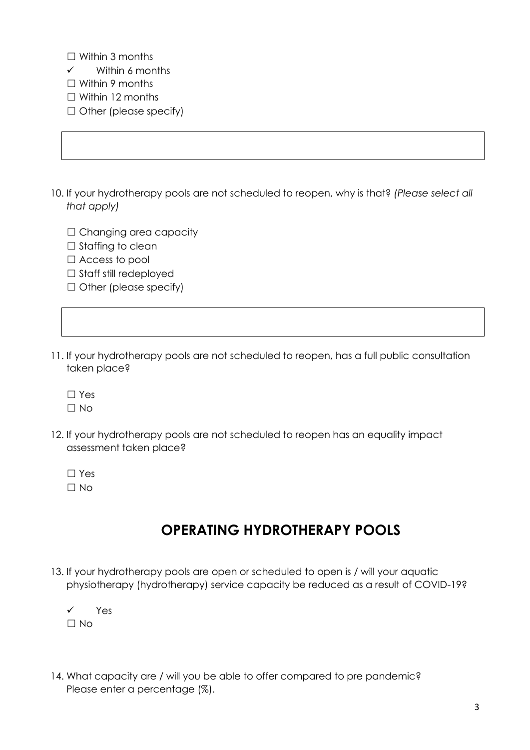- ☐ Within 3 months
- ✓ Within 6 months
- ☐ Within 9 months
- ☐ Within 12 months
- ☐ Other (please specify)

10. If your hydrotherapy pools are not scheduled to reopen, why is that? *(Please select all that apply)*

- ☐ Changing area capacity
- ☐ Staffing to clean
- ☐ Access to pool
- ☐ Staff still redeployed
- ☐ Other (please specify)

11. If your hydrotherapy pools are not scheduled to reopen, has a full public consultation taken place?

- ☐ Yes
- ☐ No

12. If your hydrotherapy pools are not scheduled to reopen has an equality impact assessment taken place?

- ☐ Yes
- ☐ No

## OPERATING HYDROTHERAPY POOLS

13. If your hydrotherapy pools are open or scheduled to open is / will your aquatic physiotherapy (hydrotherapy) service capacity be reduced as a result of COVID-19?

- ✓ Yes
- ☐ No

14. What capacity are / will you be able to offer compared to pre pandemic? Please enter a percentage (%).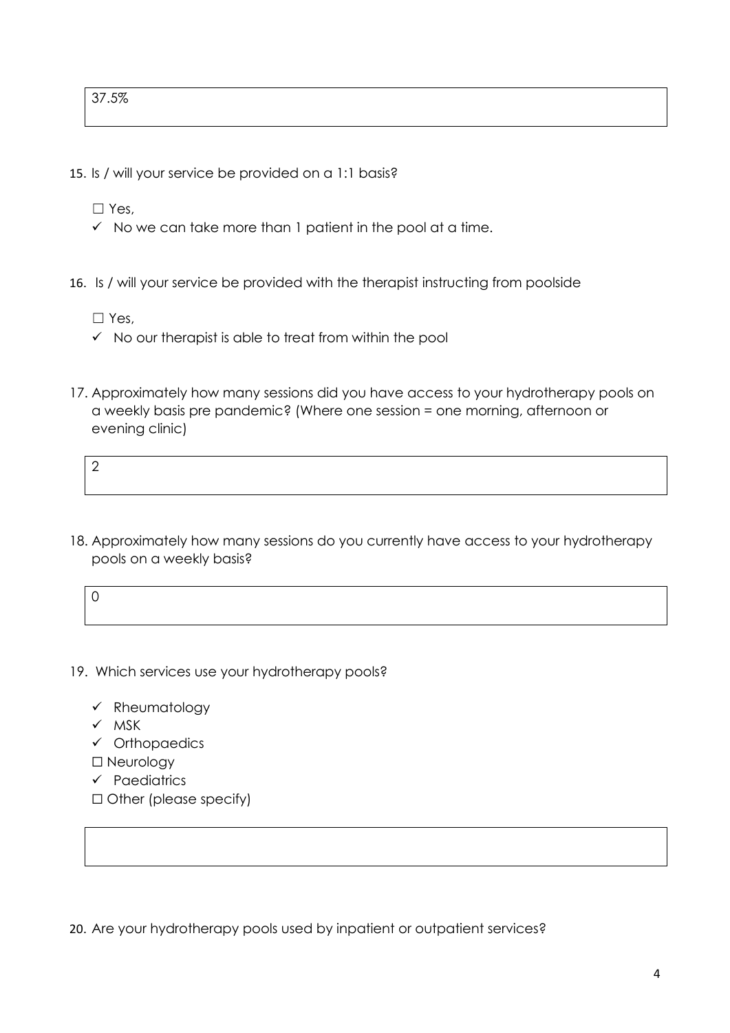37.5%

15. Is / will your service be provided on a 1:1 basis?

    ☐ Yes,

    ✓ No we can take more than 1 patient in the pool at a time.

16. Is / will your service be provided with the therapist instructing from poolside

    ☐ Yes,

    ✓ No our therapist is able to treat from within the pool

17. Approximately how many sessions did you have access to your hydrotherapy pools on a weekly basis pre pandemic? (Where one session = one morning, afternoon or evening clinic)

2

18. Approximately how many sessions do you currently have access to your hydrotherapy pools on a weekly basis?

0

19. Which services use your hydrotherapy pools?

    ✓ Rheumatology
    ✓ MSK
    ✓ Orthopaedics
    ☐ Neurology
    ✓ Paediatrics
    ☐ Other (please specify)

20. Are your hydrotherapy pools used by inpatient or outpatient services?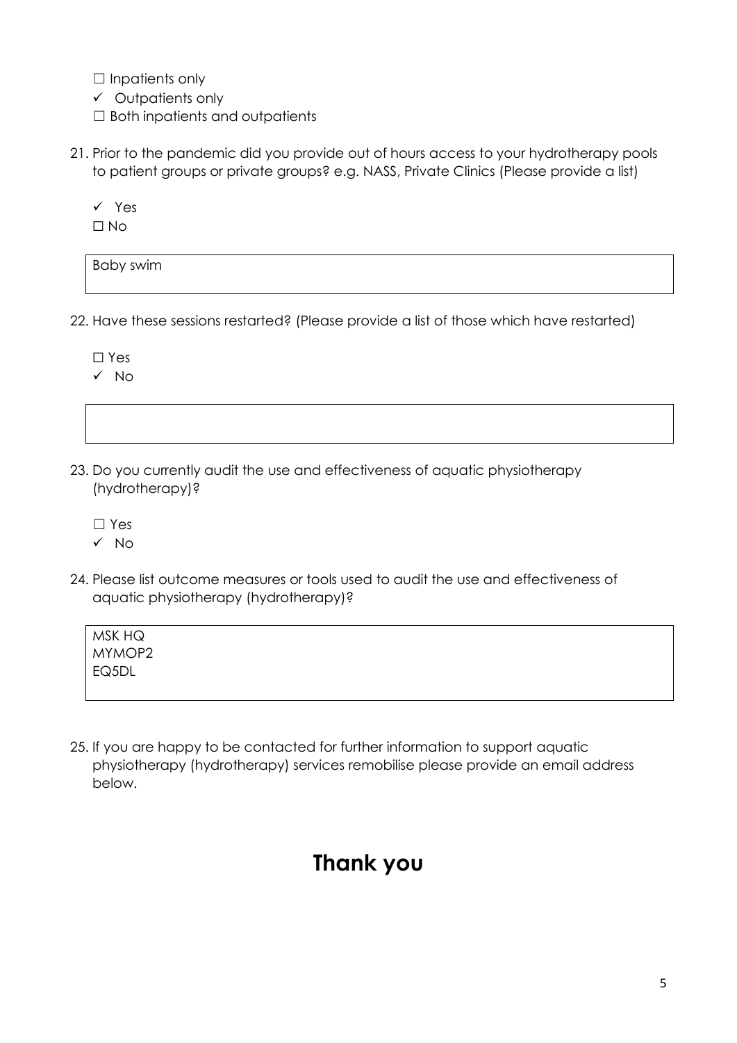☐ Inpatients only
✓ Outpatients only
☐ Both inpatients and outpatients

21. Prior to the pandemic did you provide out of hours access to your hydrotherapy pools to patient groups or private groups? e.g. NASS, Private Clinics (Please provide a list)

✓ Yes
☐ No

Baby swim

22. Have these sessions restarted? (Please provide a list of those which have restarted)

☐ Yes
✓ No

23. Do you currently audit the use and effectiveness of aquatic physiotherapy (hydrotherapy)?

☐ Yes
✓ No

24. Please list outcome measures or tools used to audit the use and effectiveness of aquatic physiotherapy (hydrotherapy)?

MSK HQ
MYMOP2
EQ5DL

25. If you are happy to be contacted for further information to support aquatic physiotherapy (hydrotherapy) services remobilise please provide an email address below.

# Thank you